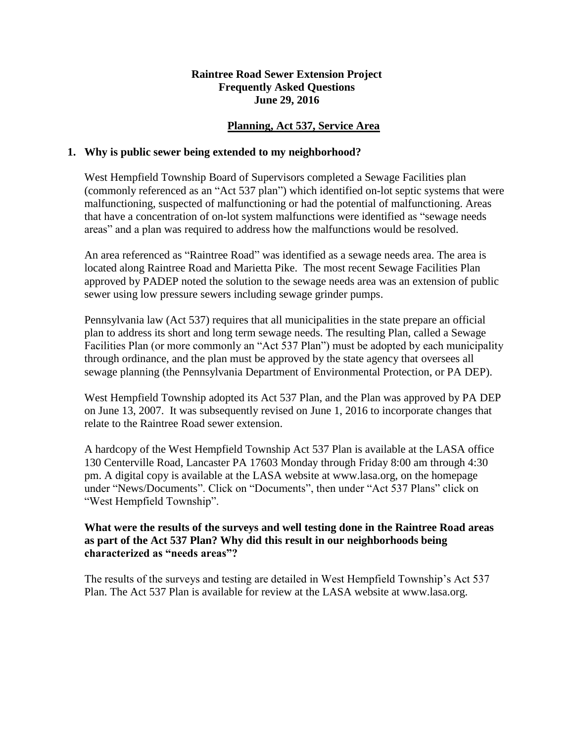# Raintree Road Sewer Extension Project
# Frequently Asked Questions
# June 29, 2016

## Planning, Act 537, Service Area

**1. Why is public sewer being extended to my neighborhood?**

West Hempfield Township Board of Supervisors completed a Sewage Facilities plan (commonly referenced as an "Act 537 plan") which identified on-lot septic systems that were malfunctioning, suspected of malfunctioning or had the potential of malfunctioning. Areas that have a concentration of on-lot system malfunctions were identified as "sewage needs areas" and a plan was required to address how the malfunctions would be resolved.

An area referenced as "Raintree Road" was identified as a sewage needs area. The area is located along Raintree Road and Marietta Pike. The most recent Sewage Facilities Plan approved by PADEP noted the solution to the sewage needs area was an extension of public sewer using low pressure sewers including sewage grinder pumps.

Pennsylvania law (Act 537) requires that all municipalities in the state prepare an official plan to address its short and long term sewage needs. The resulting Plan, called a Sewage Facilities Plan (or more commonly an "Act 537 Plan") must be adopted by each municipality through ordinance, and the plan must be approved by the state agency that oversees all sewage planning (the Pennsylvania Department of Environmental Protection, or PA DEP).

West Hempfield Township adopted its Act 537 Plan, and the Plan was approved by PA DEP on June 13, 2007. It was subsequently revised on June 1, 2016 to incorporate changes that relate to the Raintree Road sewer extension.

A hardcopy of the West Hempfield Township Act 537 Plan is available at the LASA office 130 Centerville Road, Lancaster PA 17603 Monday through Friday 8:00 am through 4:30 pm. A digital copy is available at the LASA website at www.lasa.org, on the homepage under "News/Documents". Click on "Documents", then under "Act 537 Plans" click on "West Hempfield Township".

**What were the results of the surveys and well testing done in the Raintree Road areas as part of the Act 537 Plan? Why did this result in our neighborhoods being characterized as "needs areas"?**

The results of the surveys and testing are detailed in West Hempfield Township's Act 537 Plan. The Act 537 Plan is available for review at the LASA website at www.lasa.org.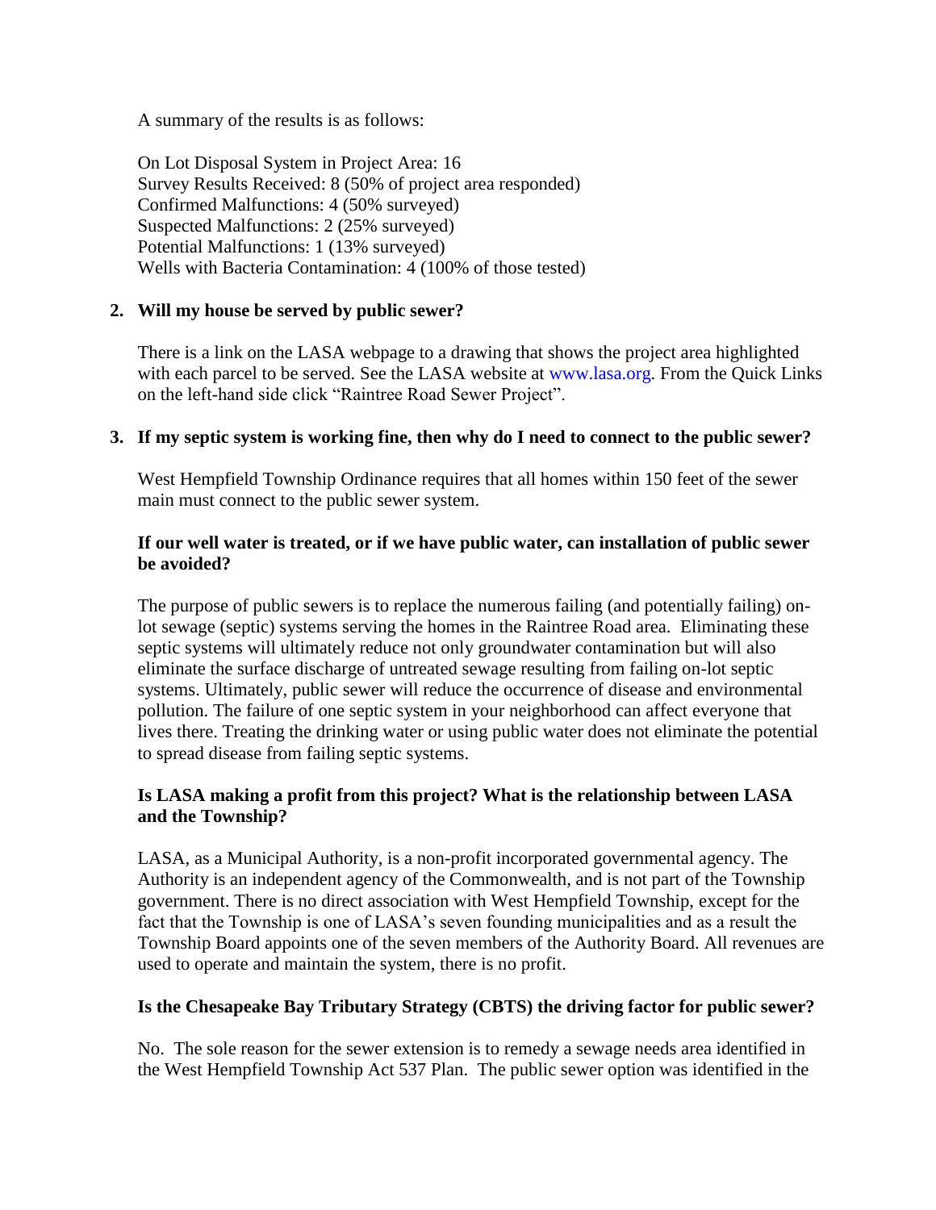A summary of the results is as follows:

On Lot Disposal System in Project Area: 16
Survey Results Received: 8 (50% of project area responded)
Confirmed Malfunctions: 4 (50% surveyed)
Suspected Malfunctions: 2 (25% surveyed)
Potential Malfunctions: 1 (13% surveyed)
Wells with Bacteria Contamination: 4 (100% of those tested)

**2. Will my house be served by public sewer?**

There is a link on the LASA webpage to a drawing that shows the project area highlighted with each parcel to be served. See the LASA website at www.lasa.org. From the Quick Links on the left-hand side click "Raintree Road Sewer Project".

**3. If my septic system is working fine, then why do I need to connect to the public sewer?**

West Hempfield Township Ordinance requires that all homes within 150 feet of the sewer main must connect to the public sewer system.

**If our well water is treated, or if we have public water, can installation of public sewer be avoided?**

The purpose of public sewers is to replace the numerous failing (and potentially failing) on-lot sewage (septic) systems serving the homes in the Raintree Road area. Eliminating these septic systems will ultimately reduce not only groundwater contamination but will also eliminate the surface discharge of untreated sewage resulting from failing on-lot septic systems. Ultimately, public sewer will reduce the occurrence of disease and environmental pollution. The failure of one septic system in your neighborhood can affect everyone that lives there. Treating the drinking water or using public water does not eliminate the potential to spread disease from failing septic systems.

**Is LASA making a profit from this project? What is the relationship between LASA and the Township?**

LASA, as a Municipal Authority, is a non-profit incorporated governmental agency. The Authority is an independent agency of the Commonwealth, and is not part of the Township government. There is no direct association with West Hempfield Township, except for the fact that the Township is one of LASA's seven founding municipalities and as a result the Township Board appoints one of the seven members of the Authority Board. All revenues are used to operate and maintain the system, there is no profit.

**Is the Chesapeake Bay Tributary Strategy (CBTS) the driving factor for public sewer?**

No. The sole reason for the sewer extension is to remedy a sewage needs area identified in the West Hempfield Township Act 537 Plan. The public sewer option was identified in the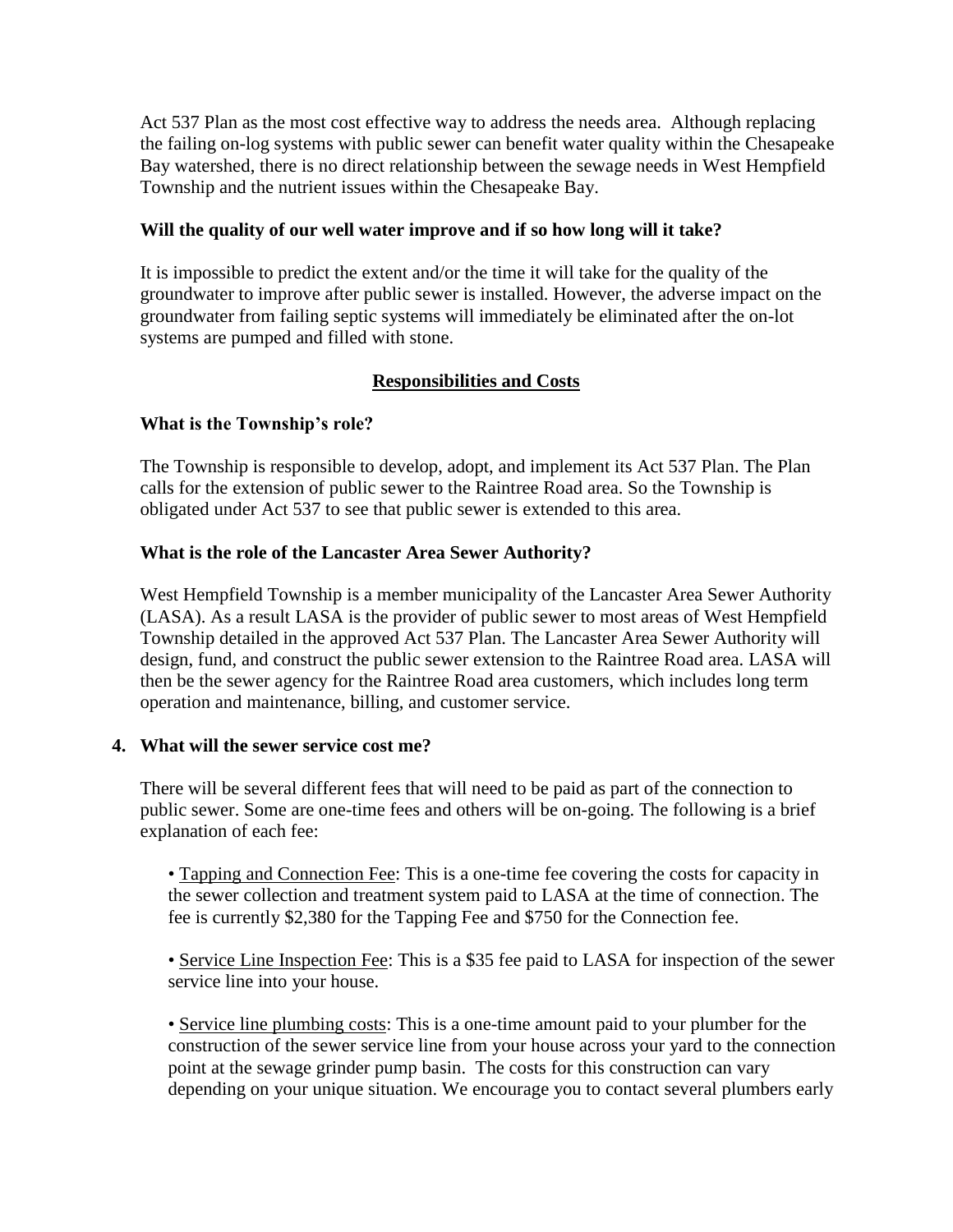Act 537 Plan as the most cost effective way to address the needs area. Although replacing the failing on-log systems with public sewer can benefit water quality within the Chesapeake Bay watershed, there is no direct relationship between the sewage needs in West Hempfield Township and the nutrient issues within the Chesapeake Bay.

**Will the quality of our well water improve and if so how long will it take?**

It is impossible to predict the extent and/or the time it will take for the quality of the groundwater to improve after public sewer is installed. However, the adverse impact on the groundwater from failing septic systems will immediately be eliminated after the on-lot systems are pumped and filled with stone.

## Responsibilities and Costs

**What is the Township's role?**

The Township is responsible to develop, adopt, and implement its Act 537 Plan. The Plan calls for the extension of public sewer to the Raintree Road area. So the Township is obligated under Act 537 to see that public sewer is extended to this area.

**What is the role of the Lancaster Area Sewer Authority?**

West Hempfield Township is a member municipality of the Lancaster Area Sewer Authority (LASA). As a result LASA is the provider of public sewer to most areas of West Hempfield Township detailed in the approved Act 537 Plan. The Lancaster Area Sewer Authority will design, fund, and construct the public sewer extension to the Raintree Road area. LASA will then be the sewer agency for the Raintree Road area customers, which includes long term operation and maintenance, billing, and customer service.

**4. What will the sewer service cost me?**

There will be several different fees that will need to be paid as part of the connection to public sewer. Some are one-time fees and others will be on-going. The following is a brief explanation of each fee:

- Tapping and Connection Fee: This is a one-time fee covering the costs for capacity in the sewer collection and treatment system paid to LASA at the time of connection. The fee is currently $2,380 for the Tapping Fee and $750 for the Connection fee.

- Service Line Inspection Fee: This is a $35 fee paid to LASA for inspection of the sewer service line into your house.

- Service line plumbing costs: This is a one-time amount paid to your plumber for the construction of the sewer service line from your house across your yard to the connection point at the sewage grinder pump basin. The costs for this construction can vary depending on your unique situation. We encourage you to contact several plumbers early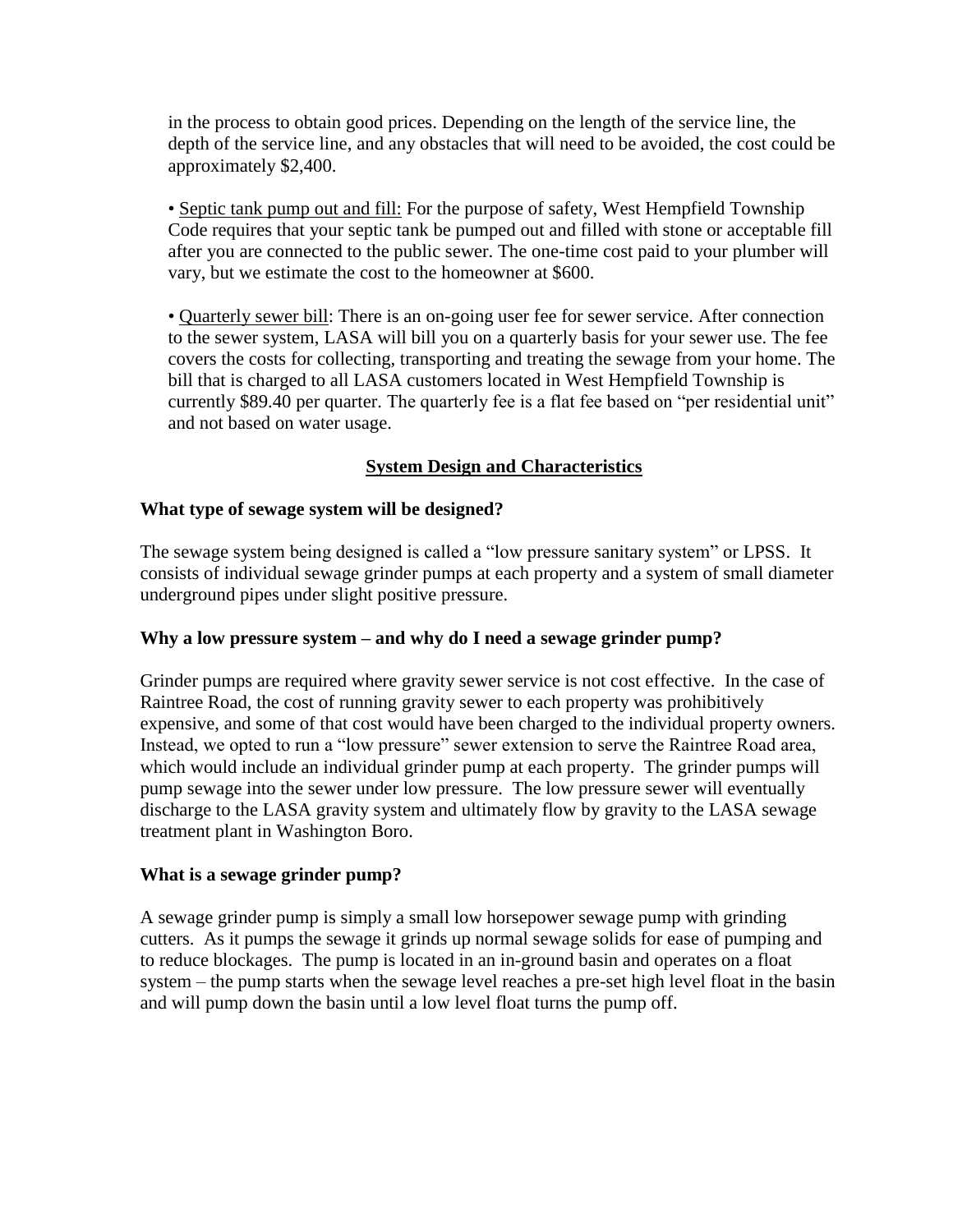in the process to obtain good prices. Depending on the length of the service line, the depth of the service line, and any obstacles that will need to be avoided, the cost could be approximately $2,400.

• Septic tank pump out and fill: For the purpose of safety, West Hempfield Township Code requires that your septic tank be pumped out and filled with stone or acceptable fill after you are connected to the public sewer. The one-time cost paid to your plumber will vary, but we estimate the cost to the homeowner at $600.

• Quarterly sewer bill: There is an on-going user fee for sewer service. After connection to the sewer system, LASA will bill you on a quarterly basis for your sewer use. The fee covers the costs for collecting, transporting and treating the sewage from your home. The bill that is charged to all LASA customers located in West Hempfield Township is currently $89.40 per quarter. The quarterly fee is a flat fee based on "per residential unit" and not based on water usage.

## System Design and Characteristics

### What type of sewage system will be designed?

The sewage system being designed is called a "low pressure sanitary system" or LPSS. It consists of individual sewage grinder pumps at each property and a system of small diameter underground pipes under slight positive pressure.

### Why a low pressure system – and why do I need a sewage grinder pump?

Grinder pumps are required where gravity sewer service is not cost effective. In the case of Raintree Road, the cost of running gravity sewer to each property was prohibitively expensive, and some of that cost would have been charged to the individual property owners. Instead, we opted to run a "low pressure" sewer extension to serve the Raintree Road area, which would include an individual grinder pump at each property. The grinder pumps will pump sewage into the sewer under low pressure. The low pressure sewer will eventually discharge to the LASA gravity system and ultimately flow by gravity to the LASA sewage treatment plant in Washington Boro.

### What is a sewage grinder pump?

A sewage grinder pump is simply a small low horsepower sewage pump with grinding cutters. As it pumps the sewage it grinds up normal sewage solids for ease of pumping and to reduce blockages. The pump is located in an in-ground basin and operates on a float system – the pump starts when the sewage level reaches a pre-set high level float in the basin and will pump down the basin until a low level float turns the pump off.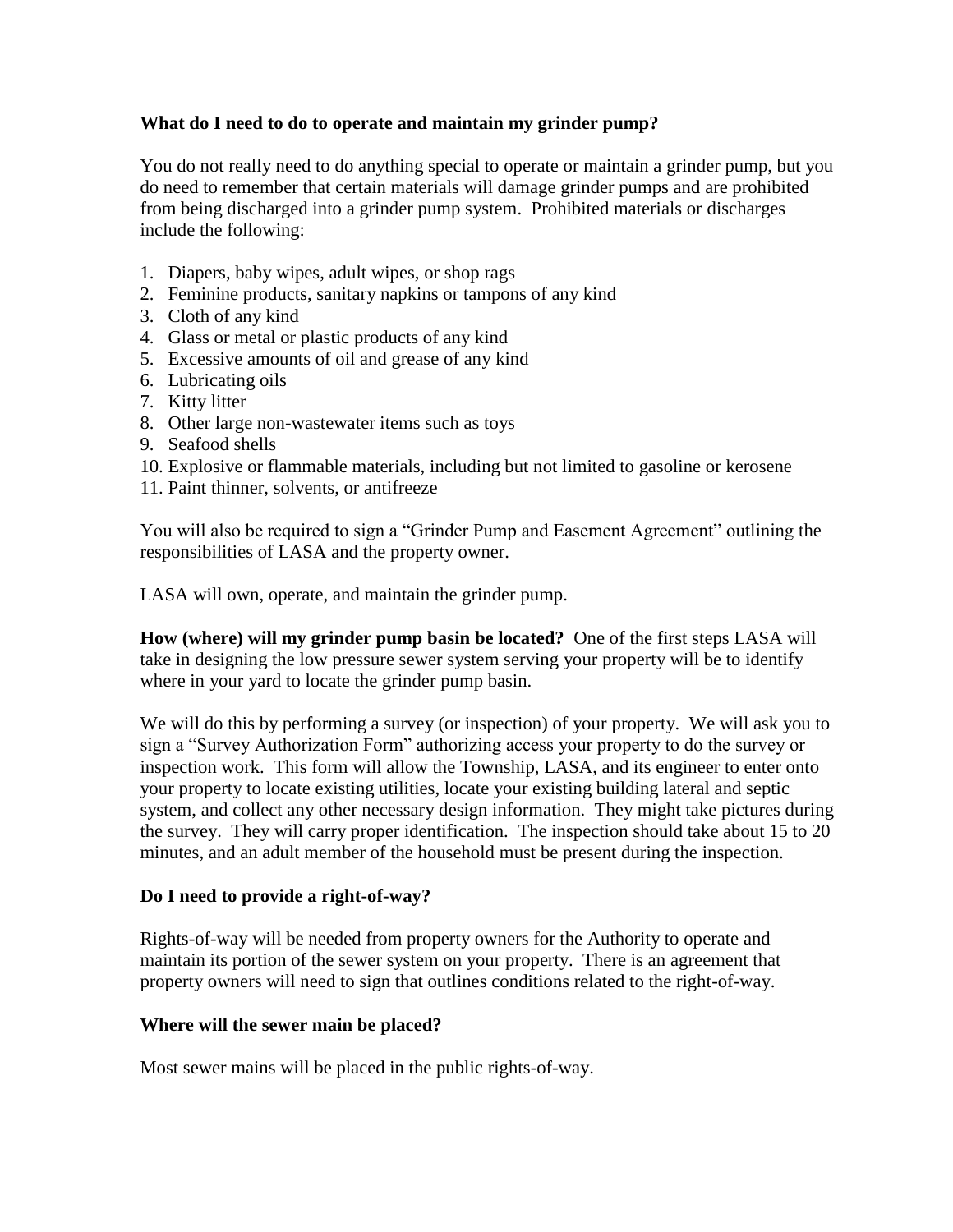**What do I need to do to operate and maintain my grinder pump?**

You do not really need to do anything special to operate or maintain a grinder pump, but you do need to remember that certain materials will damage grinder pumps and are prohibited from being discharged into a grinder pump system. Prohibited materials or discharges include the following:

1. Diapers, baby wipes, adult wipes, or shop rags
2. Feminine products, sanitary napkins or tampons of any kind
3. Cloth of any kind
4. Glass or metal or plastic products of any kind
5. Excessive amounts of oil and grease of any kind
6. Lubricating oils
7. Kitty litter
8. Other large non-wastewater items such as toys
9. Seafood shells
10. Explosive or flammable materials, including but not limited to gasoline or kerosene
11. Paint thinner, solvents, or antifreeze

You will also be required to sign a "Grinder Pump and Easement Agreement" outlining the responsibilities of LASA and the property owner.

LASA will own, operate, and maintain the grinder pump.

**How (where) will my grinder pump basin be located?** One of the first steps LASA will take in designing the low pressure sewer system serving your property will be to identify where in your yard to locate the grinder pump basin.

We will do this by performing a survey (or inspection) of your property. We will ask you to sign a "Survey Authorization Form" authorizing access your property to do the survey or inspection work. This form will allow the Township, LASA, and its engineer to enter onto your property to locate existing utilities, locate your existing building lateral and septic system, and collect any other necessary design information. They might take pictures during the survey. They will carry proper identification. The inspection should take about 15 to 20 minutes, and an adult member of the household must be present during the inspection.

**Do I need to provide a right-of-way?**

Rights-of-way will be needed from property owners for the Authority to operate and maintain its portion of the sewer system on your property. There is an agreement that property owners will need to sign that outlines conditions related to the right-of-way.

**Where will the sewer main be placed?**

Most sewer mains will be placed in the public rights-of-way.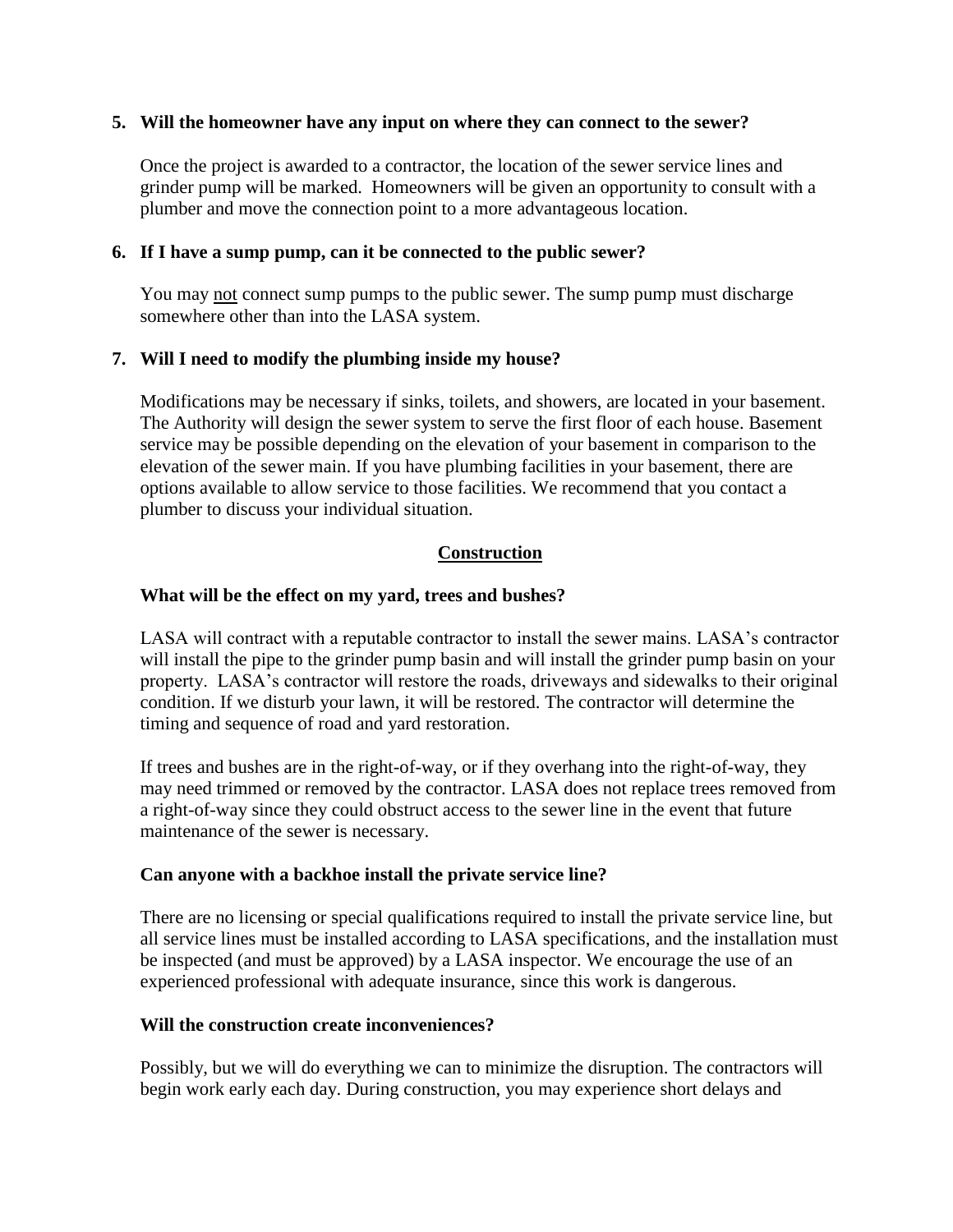**5. Will the homeowner have any input on where they can connect to the sewer?**

Once the project is awarded to a contractor, the location of the sewer service lines and grinder pump will be marked. Homeowners will be given an opportunity to consult with a plumber and move the connection point to a more advantageous location.

**6. If I have a sump pump, can it be connected to the public sewer?**

You may <u>not</u> connect sump pumps to the public sewer. The sump pump must discharge somewhere other than into the LASA system.

**7. Will I need to modify the plumbing inside my house?**

Modifications may be necessary if sinks, toilets, and showers, are located in your basement. The Authority will design the sewer system to serve the first floor of each house. Basement service may be possible depending on the elevation of your basement in comparison to the elevation of the sewer main. If you have plumbing facilities in your basement, there are options available to allow service to those facilities. We recommend that you contact a plumber to discuss your individual situation.

## Construction

**What will be the effect on my yard, trees and bushes?**

LASA will contract with a reputable contractor to install the sewer mains. LASA's contractor will install the pipe to the grinder pump basin and will install the grinder pump basin on your property. LASA's contractor will restore the roads, driveways and sidewalks to their original condition. If we disturb your lawn, it will be restored. The contractor will determine the timing and sequence of road and yard restoration.

If trees and bushes are in the right-of-way, or if they overhang into the right-of-way, they may need trimmed or removed by the contractor. LASA does not replace trees removed from a right-of-way since they could obstruct access to the sewer line in the event that future maintenance of the sewer is necessary.

**Can anyone with a backhoe install the private service line?**

There are no licensing or special qualifications required to install the private service line, but all service lines must be installed according to LASA specifications, and the installation must be inspected (and must be approved) by a LASA inspector. We encourage the use of an experienced professional with adequate insurance, since this work is dangerous.

**Will the construction create inconveniences?**

Possibly, but we will do everything we can to minimize the disruption. The contractors will begin work early each day. During construction, you may experience short delays and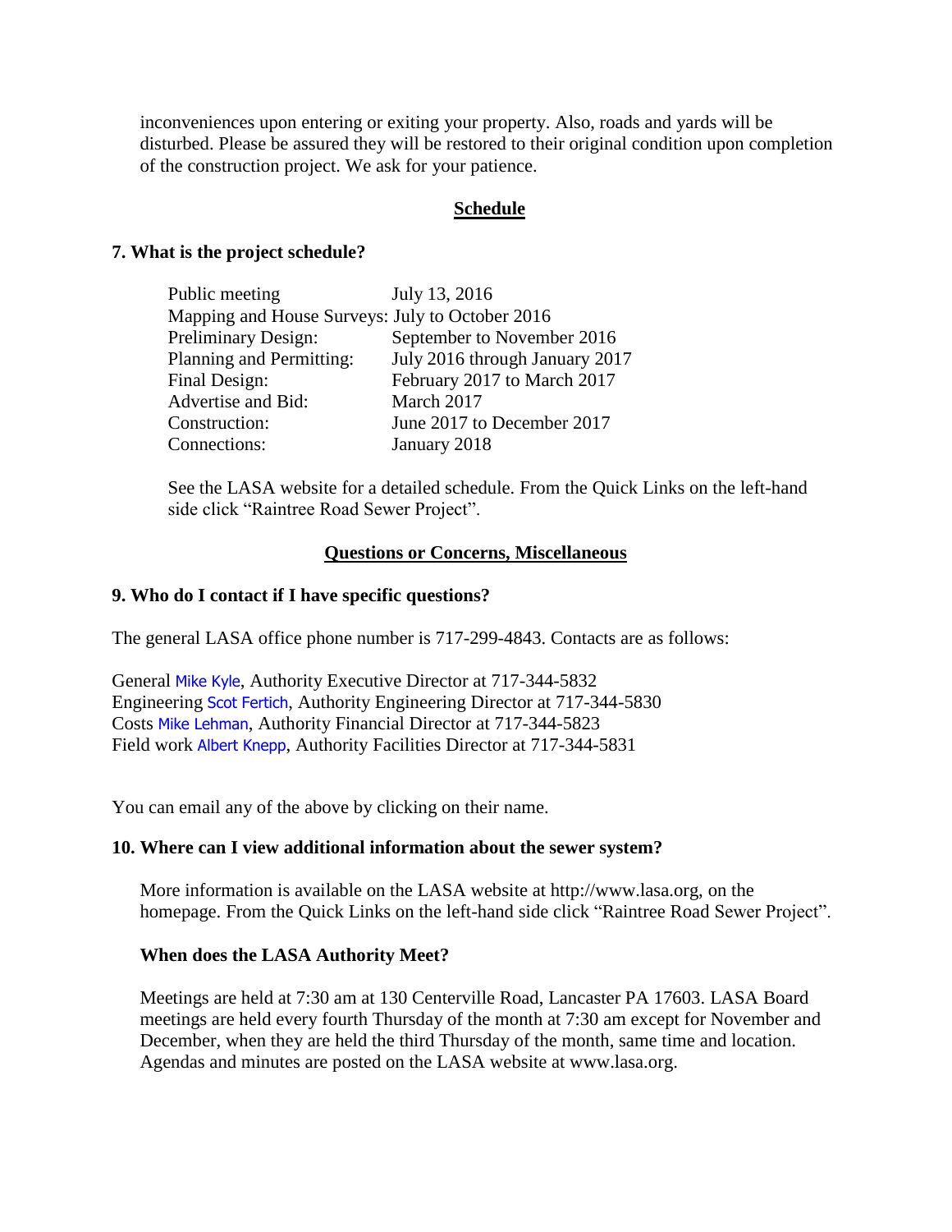inconveniences upon entering or exiting your property. Also, roads and yards will be disturbed. Please be assured they will be restored to their original condition upon completion of the construction project. We ask for your patience.

## Schedule

**7. What is the project schedule?**

| | |
|---|---|
| Public meeting | July 13, 2016 |
| Mapping and House Surveys: | July to October 2016 |
| Preliminary Design: | September to November 2016 |
| Planning and Permitting: | July 2016 through January 2017 |
| Final Design: | February 2017 to March 2017 |
| Advertise and Bid: | March 2017 |
| Construction: | June 2017 to December 2017 |
| Connections: | January 2018 |

See the LASA website for a detailed schedule. From the Quick Links on the left-hand side click "Raintree Road Sewer Project".

## Questions or Concerns, Miscellaneous

**9. Who do I contact if I have specific questions?**

The general LASA office phone number is 717-299-4843. Contacts are as follows:

General Mike Kyle, Authority Executive Director at 717-344-5832
Engineering Scot Fertich, Authority Engineering Director at 717-344-5830
Costs Mike Lehman, Authority Financial Director at 717-344-5823
Field work Albert Knepp, Authority Facilities Director at 717-344-5831

You can email any of the above by clicking on their name.

**10. Where can I view additional information about the sewer system?**

More information is available on the LASA website at http://www.lasa.org, on the homepage. From the Quick Links on the left-hand side click "Raintree Road Sewer Project".

**When does the LASA Authority Meet?**

Meetings are held at 7:30 am at 130 Centerville Road, Lancaster PA 17603. LASA Board meetings are held every fourth Thursday of the month at 7:30 am except for November and December, when they are held the third Thursday of the month, same time and location. Agendas and minutes are posted on the LASA website at www.lasa.org.